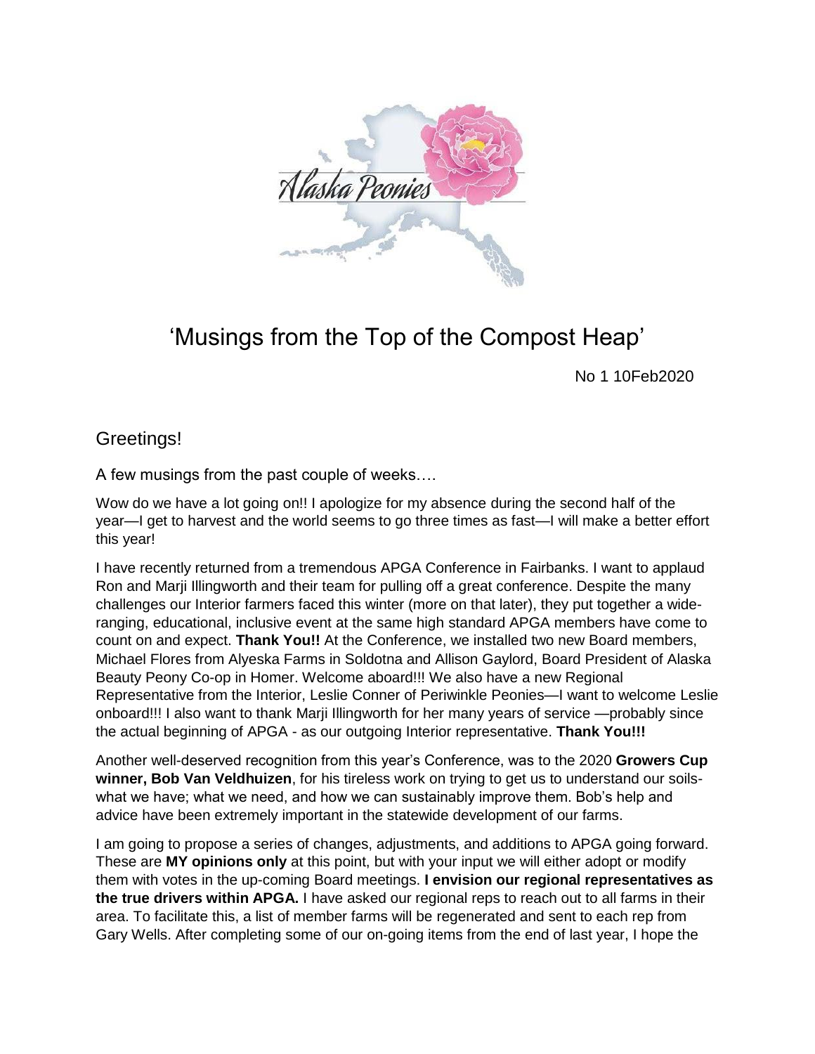# 'Musings from the Top of the Compost Heap'

No 1 10Feb2020

## Greetings!

A few musings from the past couple of weeks….

Wow do we have a lot going on!! I apologize for my absence during the second half of the year—I get to harvest and the world seems to go three times as fast—I will make a better effort this year!

I have recently returned from a tremendous APGA Conference in Fairbanks. I want to applaud Ron and Marji Illingworth and their team for pulling off a great conference. Despite the many challenges our Interior farmers faced this winter (more on that later), they put together a wide-ranging, educational, inclusive event at the same high standard APGA members have come to count on and expect. **Thank You!!** At the Conference, we installed two new Board members, Michael Flores from Alyeska Farms in Soldotna and Allison Gaylord, Board President of Alaska Beauty Peony Co-op in Homer. Welcome aboard!!! We also have a new Regional Representative from the Interior, Leslie Conner of Periwinkle Peonies—I want to welcome Leslie onboard!!! I also want to thank Marji Illingworth for her many years of service —probably since the actual beginning of APGA - as our outgoing Interior representative. **Thank You!!!**

Another well-deserved recognition from this year's Conference, was to the 2020 **Growers Cup winner, Bob Van Veldhuizen**, for his tireless work on trying to get us to understand our soils- what we have; what we need, and how we can sustainably improve them. Bob's help and advice have been extremely important in the statewide development of our farms.

I am going to propose a series of changes, adjustments, and additions to APGA going forward. These are **MY opinions only** at this point, but with your input we will either adopt or modify them with votes in the up-coming Board meetings. **I envision our regional representatives as the true drivers within APGA.** I have asked our regional reps to reach out to all farms in their area. To facilitate this, a list of member farms will be regenerated and sent to each rep from Gary Wells. After completing some of our on-going items from the end of last year, I hope the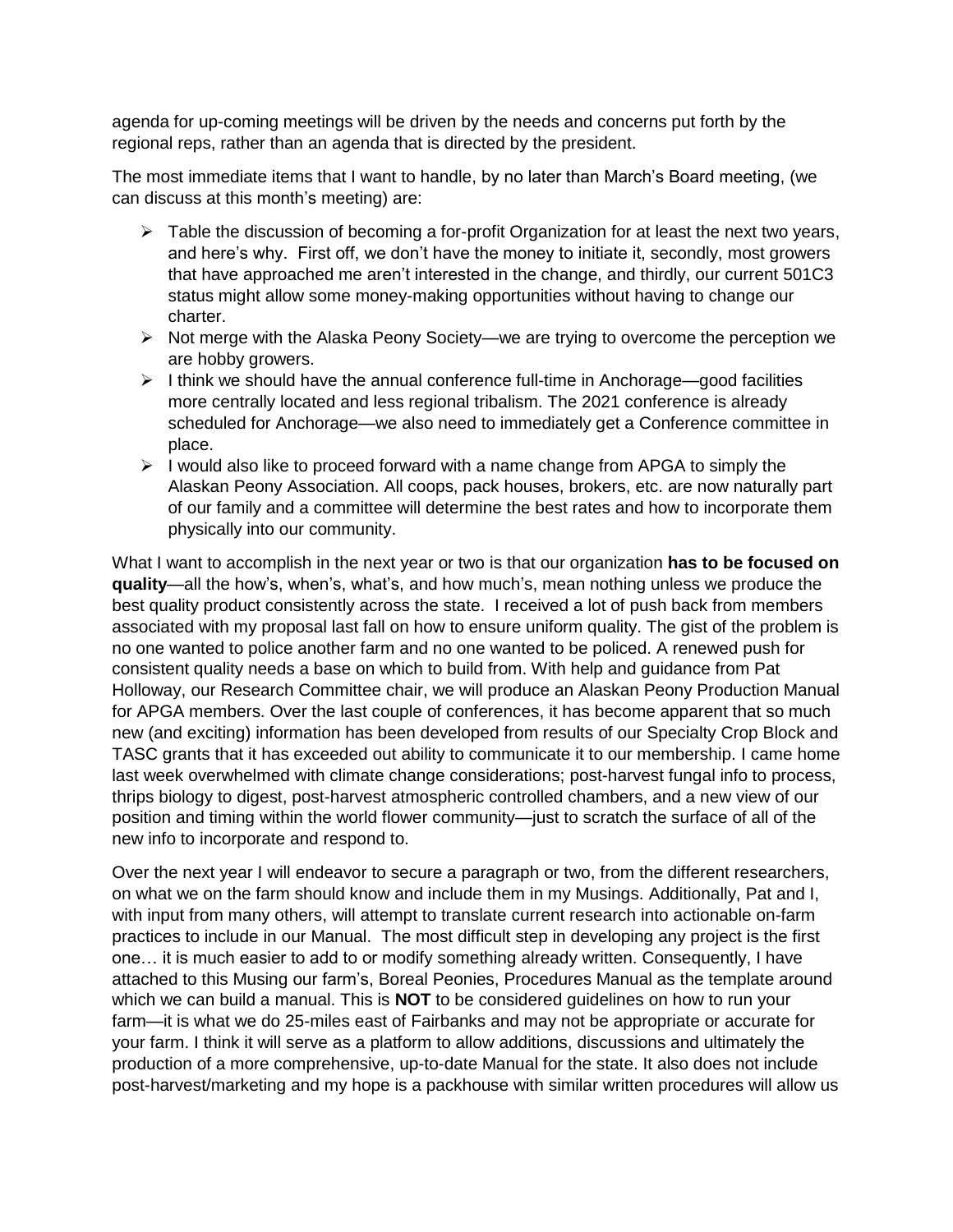agenda for up-coming meetings will be driven by the needs and concerns put forth by the regional reps, rather than an agenda that is directed by the president.

The most immediate items that I want to handle, by no later than March's Board meeting, (we can discuss at this month's meeting) are:

- Table the discussion of becoming a for-profit Organization for at least the next two years, and here's why. First off, we don't have the money to initiate it, secondly, most growers that have approached me aren't interested in the change, and thirdly, our current 501C3 status might allow some money-making opportunities without having to change our charter.
- Not merge with the Alaska Peony Society—we are trying to overcome the perception we are hobby growers.
- I think we should have the annual conference full-time in Anchorage—good facilities more centrally located and less regional tribalism. The 2021 conference is already scheduled for Anchorage—we also need to immediately get a Conference committee in place.
- I would also like to proceed forward with a name change from APGA to simply the Alaskan Peony Association. All coops, pack houses, brokers, etc. are now naturally part of our family and a committee will determine the best rates and how to incorporate them physically into our community.

What I want to accomplish in the next year or two is that our organization **has to be focused on quality**—all the how's, when's, what's, and how much's, mean nothing unless we produce the best quality product consistently across the state. I received a lot of push back from members associated with my proposal last fall on how to ensure uniform quality. The gist of the problem is no one wanted to police another farm and no one wanted to be policed. A renewed push for consistent quality needs a base on which to build from. With help and guidance from Pat Holloway, our Research Committee chair, we will produce an Alaskan Peony Production Manual for APGA members. Over the last couple of conferences, it has become apparent that so much new (and exciting) information has been developed from results of our Specialty Crop Block and TASC grants that it has exceeded out ability to communicate it to our membership. I came home last week overwhelmed with climate change considerations; post-harvest fungal info to process, thrips biology to digest, post-harvest atmospheric controlled chambers, and a new view of our position and timing within the world flower community—just to scratch the surface of all of the new info to incorporate and respond to.

Over the next year I will endeavor to secure a paragraph or two, from the different researchers, on what we on the farm should know and include them in my Musings. Additionally, Pat and I, with input from many others, will attempt to translate current research into actionable on-farm practices to include in our Manual. The most difficult step in developing any project is the first one… it is much easier to add to or modify something already written. Consequently, I have attached to this Musing our farm's, Boreal Peonies, Procedures Manual as the template around which we can build a manual. This is **NOT** to be considered guidelines on how to run your farm—it is what we do 25-miles east of Fairbanks and may not be appropriate or accurate for your farm. I think it will serve as a platform to allow additions, discussions and ultimately the production of a more comprehensive, up-to-date Manual for the state. It also does not include post-harvest/marketing and my hope is a packhouse with similar written procedures will allow us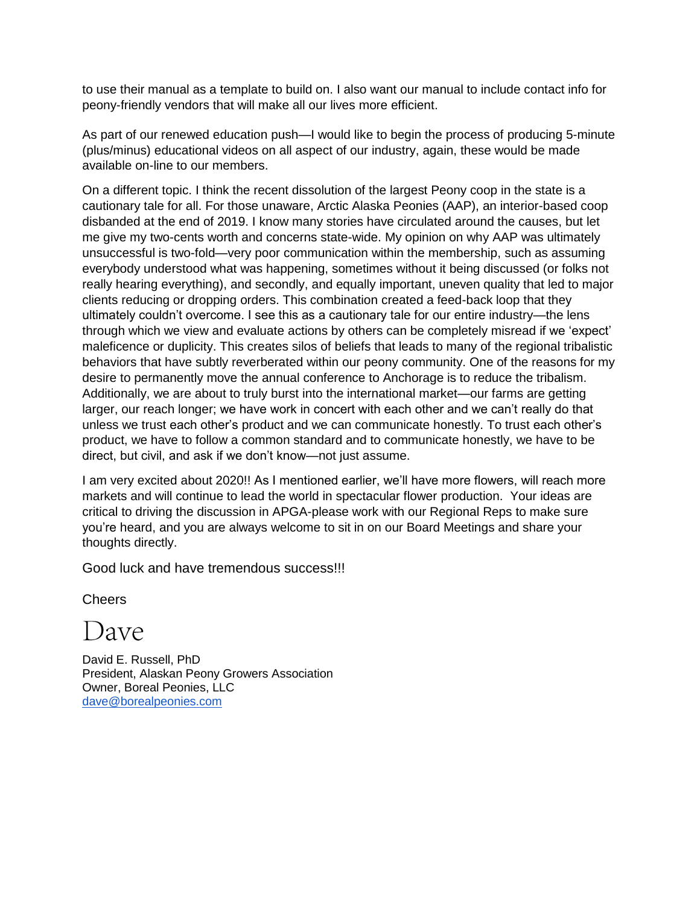to use their manual as a template to build on. I also want our manual to include contact info for peony-friendly vendors that will make all our lives more efficient.

As part of our renewed education push—I would like to begin the process of producing 5-minute (plus/minus) educational videos on all aspect of our industry, again, these would be made available on-line to our members.

On a different topic. I think the recent dissolution of the largest Peony coop in the state is a cautionary tale for all. For those unaware, Arctic Alaska Peonies (AAP), an interior-based coop disbanded at the end of 2019. I know many stories have circulated around the causes, but let me give my two-cents worth and concerns state-wide. My opinion on why AAP was ultimately unsuccessful is two-fold—very poor communication within the membership, such as assuming everybody understood what was happening, sometimes without it being discussed (or folks not really hearing everything), and secondly, and equally important, uneven quality that led to major clients reducing or dropping orders. This combination created a feed-back loop that they ultimately couldn't overcome. I see this as a cautionary tale for our entire industry—the lens through which we view and evaluate actions by others can be completely misread if we 'expect' maleficence or duplicity. This creates silos of beliefs that leads to many of the regional tribalistic behaviors that have subtly reverberated within our peony community. One of the reasons for my desire to permanently move the annual conference to Anchorage is to reduce the tribalism. Additionally, we are about to truly burst into the international market—our farms are getting larger, our reach longer; we have work in concert with each other and we can't really do that unless we trust each other's product and we can communicate honestly. To trust each other's product, we have to follow a common standard and to communicate honestly, we have to be direct, but civil, and ask if we don't know—not just assume.

I am very excited about 2020!! As I mentioned earlier, we'll have more flowers, will reach more markets and will continue to lead the world in spectacular flower production. Your ideas are critical to driving the discussion in APGA-please work with our Regional Reps to make sure you're heard, and you are always welcome to sit in on our Board Meetings and share your thoughts directly.

Good luck and have tremendous success!!!

Cheers

Dave

David E. Russell, PhD
President, Alaskan Peony Growers Association
Owner, Boreal Peonies, LLC
dave@borealpeonies.com